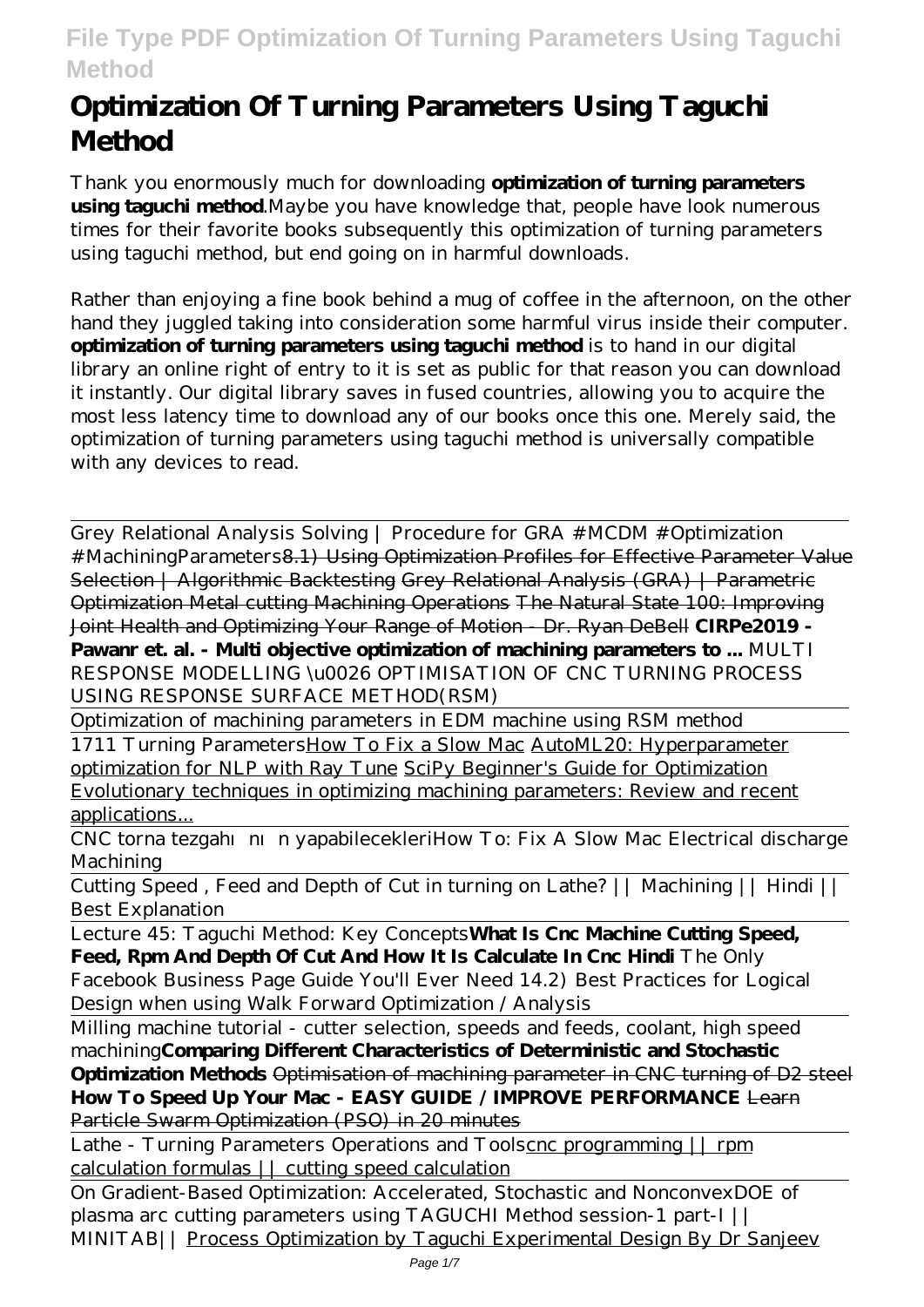# Optimization Of Turning Parameters Using Taguchi Method

Thank you enormously much for downloading **optimization of turning parameters using taguchi method**.Maybe you have knowledge that, people have look numerous times for their favorite books subsequently this optimization of turning parameters using taguchi method, but end going on in harmful downloads.

Rather than enjoying a fine book behind a mug of coffee in the afternoon, on the other hand they juggled taking into consideration some harmful virus inside their computer. **optimization of turning parameters using taguchi method** is to hand in our digital library an online right of entry to it is set as public for that reason you can download it instantly. Our digital library saves in fused countries, allowing you to acquire the most less latency time to download any of our books once this one. Merely said, the optimization of turning parameters using taguchi method is universally compatible with any devices to read.

Grey Relational Analysis Solving | Procedure for GRA #MCDM #Optimization #MachiningParameters 8.1) Using Optimization Profiles for Effective Parameter Value Selection | Algorithmic Backtesting Grey Relational Analysis (GRA) | Parametric Optimization Metal cutting Machining Operations The Natural State 100: Improving Joint Health and Optimizing Your Range of Motion - Dr. Ryan DeBell **CIRPe2019 - Pawanr et. al. - Multi objective optimization of machining parameters to ...** *MULTI RESPONSE MODELLING \u0026 OPTIMISATION OF CNC TURNING PROCESS USING RESPONSE SURFACE METHOD(RSM)*

Optimization of machining parameters in EDM machine using RSM method

1711 Turning Parameters How To Fix a Slow Mac AutoML20: Hyperparameter optimization for NLP with Ray Tune SciPy Beginner's Guide for Optimization Evolutionary techniques in optimizing machining parameters: Review and recent applications...

CNC torna tezgahının yapabilecekleri *How To: Fix A Slow Mac Electrical discharge Machining*

*Cutting Speed , Feed and Depth of Cut in turning on Lathe? || Machining || Hindi || Best Explanation*

Lecture 45: Taguchi Method: Key Concepts **What Is Cnc Machine Cutting Speed, Feed, Rpm And Depth Of Cut And How It Is Calculate In Cnc Hindi** *The Only Facebook Business Page Guide You'll Ever Need 14.2) Best Practices for Logical Design when using Walk Forward Optimization / Analysis*

Milling machine tutorial - cutter selection, speeds and feeds, coolant, high speed machining **Comparing Different Characteristics of Deterministic and Stochastic Optimization Methods** Optimisation of machining parameter in CNC turning of D2 steel **How To Speed Up Your Mac - EASY GUIDE / IMPROVE PERFORMANCE** Learn Particle Swarm Optimization (PSO) in 20 minutes

Lathe - Turning Parameters Operations and Tools cnc programming || rpm calculation formulas || cutting speed calculation

On Gradient-Based Optimization: Accelerated, Stochastic and Nonconvex *DOE of plasma arc cutting parameters using TAGUCHI Method session-1 part-I || MINITAB||* Process Optimization by Taguchi Experimental Design By Dr Sanjeev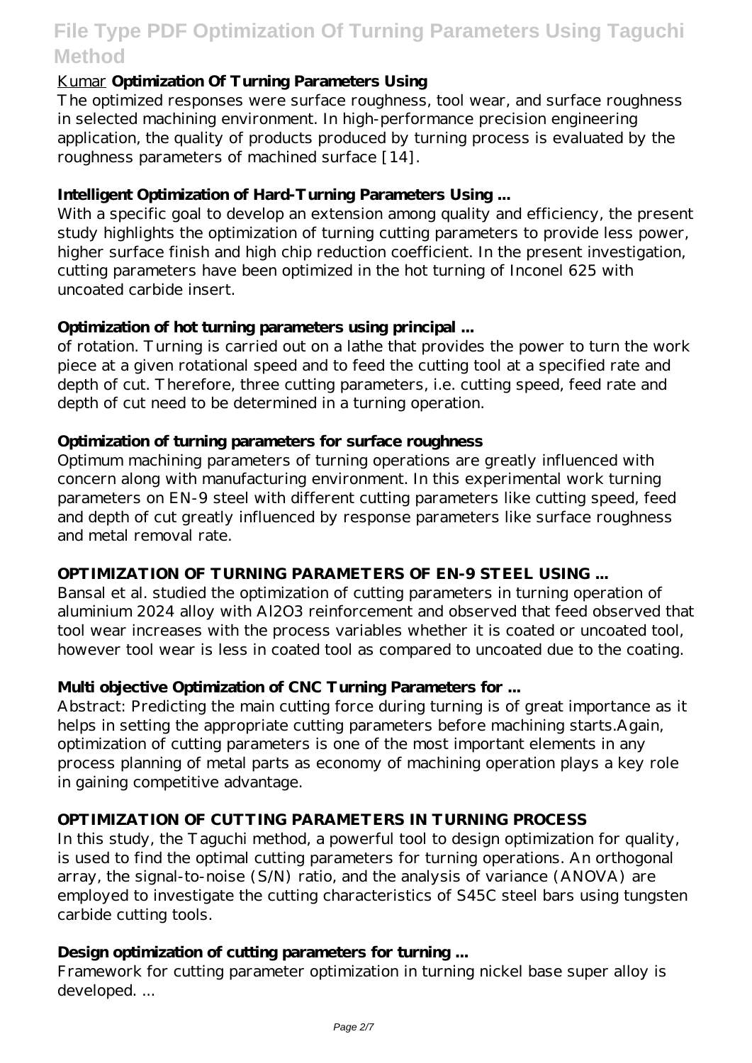Kumar **Optimization Of Turning Parameters Using**

The optimized responses were surface roughness, tool wear, and surface roughness in selected machining environment. In high-performance precision engineering application, the quality of products produced by turning process is evaluated by the roughness parameters of machined surface [14].

**Intelligent Optimization of Hard-Turning Parameters Using ...**

With a specific goal to develop an extension among quality and efficiency, the present study highlights the optimization of turning cutting parameters to provide less power, higher surface finish and high chip reduction coefficient. In the present investigation, cutting parameters have been optimized in the hot turning of Inconel 625 with uncoated carbide insert.

**Optimization of hot turning parameters using principal ...**

of rotation. Turning is carried out on a lathe that provides the power to turn the work piece at a given rotational speed and to feed the cutting tool at a specified rate and depth of cut. Therefore, three cutting parameters, i.e. cutting speed, feed rate and depth of cut need to be determined in a turning operation.

**Optimization of turning parameters for surface roughness**

Optimum machining parameters of turning operations are greatly influenced with concern along with manufacturing environment. In this experimental work turning parameters on EN-9 steel with different cutting parameters like cutting speed, feed and depth of cut greatly influenced by response parameters like surface roughness and metal removal rate.

**OPTIMIZATION OF TURNING PARAMETERS OF EN-9 STEEL USING ...**

Bansal et al. studied the optimization of cutting parameters in turning operation of aluminium 2024 alloy with $Al_2O_3$ reinforcement and observed that feed observed that tool wear increases with the process variables whether it is coated or uncoated tool, however tool wear is less in coated tool as compared to uncoated due to the coating.

**Multi objective Optimization of CNC Turning Parameters for ...**

Abstract: Predicting the main cutting force during turning is of great importance as it helps in setting the appropriate cutting parameters before machining starts.Again, optimization of cutting parameters is one of the most important elements in any process planning of metal parts as economy of machining operation plays a key role in gaining competitive advantage.

**OPTIMIZATION OF CUTTING PARAMETERS IN TURNING PROCESS**

In this study, the Taguchi method, a powerful tool to design optimization for quality, is used to find the optimal cutting parameters for turning operations. An orthogonal array, the signal-to-noise (S/N) ratio, and the analysis of variance (ANOVA) are employed to investigate the cutting characteristics of S45C steel bars using tungsten carbide cutting tools.

**Design optimization of cutting parameters for turning ...**

Framework for cutting parameter optimization in turning nickel base super alloy is developed. ...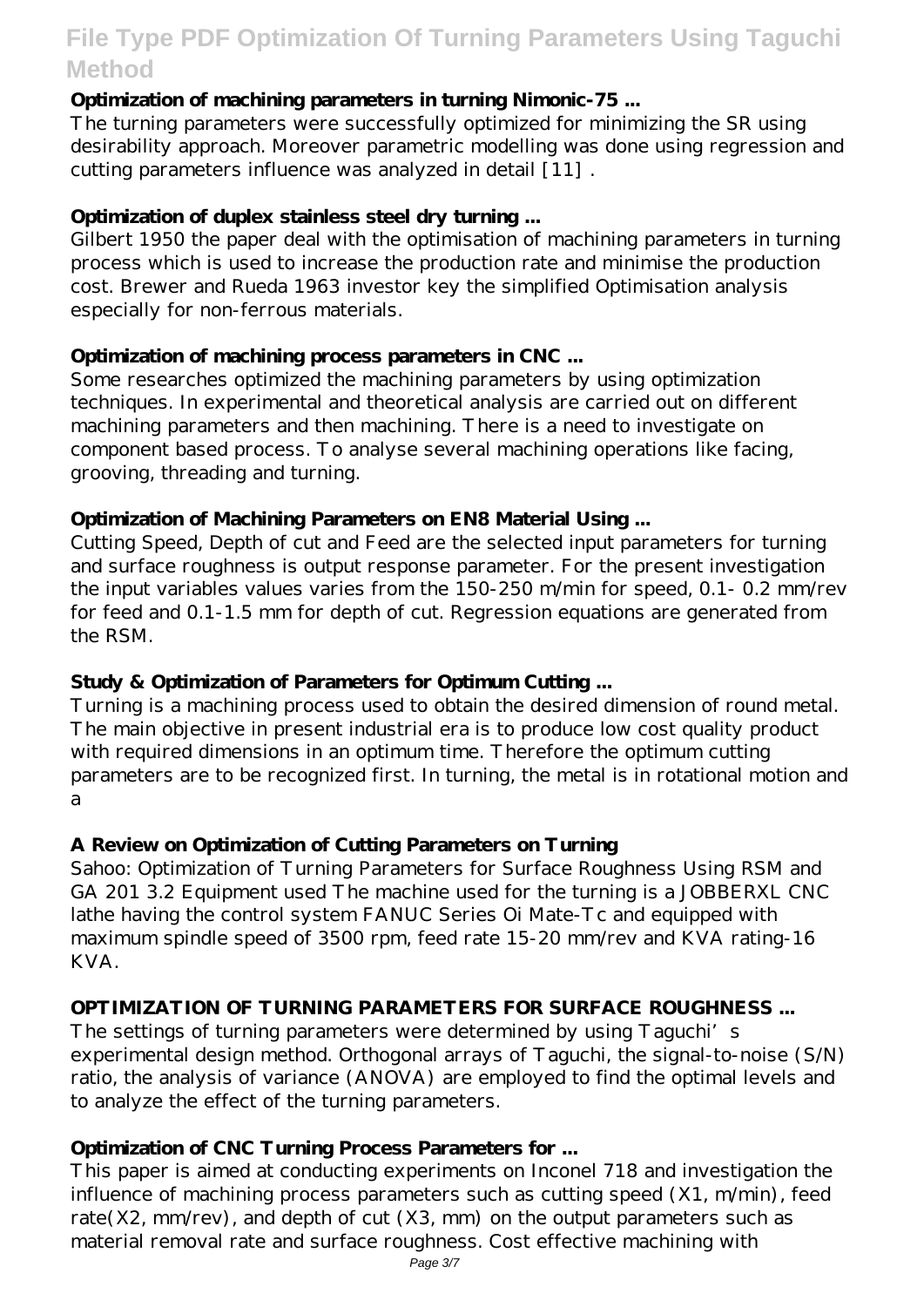### Optimization of machining parameters in turning Nimonic-75 ...

The turning parameters were successfully optimized for minimizing the SR using desirability approach. Moreover parametric modelling was done using regression and cutting parameters influence was analyzed in detail [11] .

### Optimization of duplex stainless steel dry turning ...

Gilbert 1950 the paper deal with the optimisation of machining parameters in turning process which is used to increase the production rate and minimise the production cost. Brewer and Rueda 1963 investor key the simplified Optimisation analysis especially for non-ferrous materials.

### Optimization of machining process parameters in CNC ...

Some researches optimized the machining parameters by using optimization techniques. In experimental and theoretical analysis are carried out on different machining parameters and then machining. There is a need to investigate on component based process. To analyse several machining operations like facing, grooving, threading and turning.

### Optimization of Machining Parameters on EN8 Material Using ...

Cutting Speed, Depth of cut and Feed are the selected input parameters for turning and surface roughness is output response parameter. For the present investigation the input variables values varies from the 150-250 m/min for speed, 0.1- 0.2 mm/rev for feed and 0.1-1.5 mm for depth of cut. Regression equations are generated from the RSM.

### Study & Optimization of Parameters for Optimum Cutting ...

Turning is a machining process used to obtain the desired dimension of round metal. The main objective in present industrial era is to produce low cost quality product with required dimensions in an optimum time. Therefore the optimum cutting parameters are to be recognized first. In turning, the metal is in rotational motion and a

### A Review on Optimization of Cutting Parameters on Turning

Sahoo: Optimization of Turning Parameters for Surface Roughness Using RSM and GA 201 3.2 Equipment used The machine used for the turning is a JOBBERXL CNC lathe having the control system FANUC Series Oi Mate-Tc and equipped with maximum spindle speed of 3500 rpm, feed rate 15-20 mm/rev and KVA rating-16 KVA.

### OPTIMIZATION OF TURNING PARAMETERS FOR SURFACE ROUGHNESS ...

The settings of turning parameters were determined by using Taguchi's experimental design method. Orthogonal arrays of Taguchi, the signal-to-noise (S/N) ratio, the analysis of variance (ANOVA) are employed to find the optimal levels and to analyze the effect of the turning parameters.

### Optimization of CNC Turning Process Parameters for ...

This paper is aimed at conducting experiments on Inconel 718 and investigation the influence of machining process parameters such as cutting speed ($X1$, m/min), feed rate($X2$, mm/rev), and depth of cut ($X3$, mm) on the output parameters such as material removal rate and surface roughness. Cost effective machining with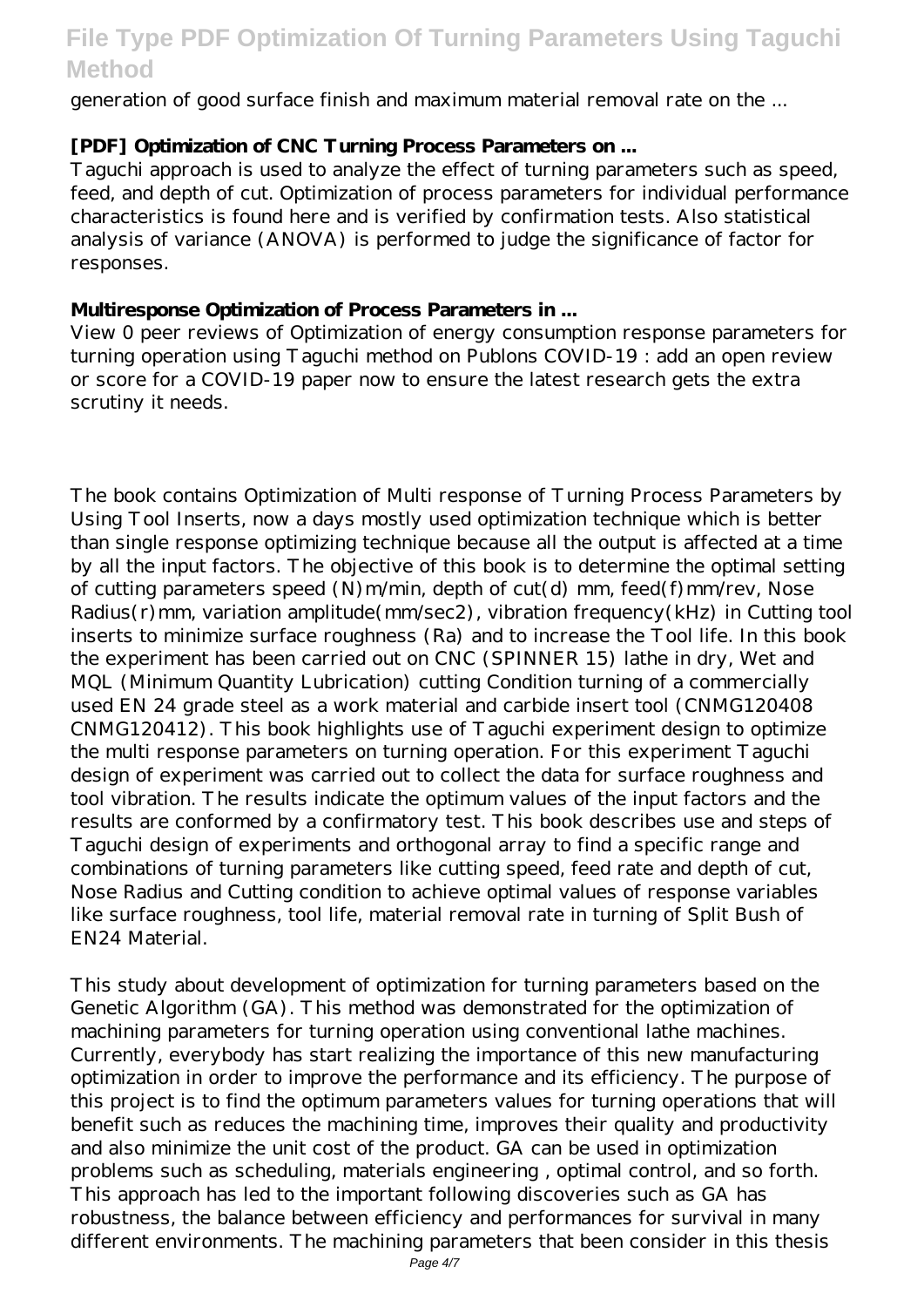generation of good surface finish and maximum material removal rate on the ...

### [PDF] Optimization of CNC Turning Process Parameters on ...

Taguchi approach is used to analyze the effect of turning parameters such as speed, feed, and depth of cut. Optimization of process parameters for individual performance characteristics is found here and is verified by confirmation tests. Also statistical analysis of variance (ANOVA) is performed to judge the significance of factor for responses.

### Multiresponse Optimization of Process Parameters in ...

View 0 peer reviews of Optimization of energy consumption response parameters for turning operation using Taguchi method on Publons COVID-19 : add an open review or score for a COVID-19 paper now to ensure the latest research gets the extra scrutiny it needs.

The book contains Optimization of Multi response of Turning Process Parameters by Using Tool Inserts, now a days mostly used optimization technique which is better than single response optimizing technique because all the output is affected at a time by all the input factors. The objective of this book is to determine the optimal setting of cutting parameters speed (N)m/min, depth of cut(d) mm, feed(f)mm/rev, Nose Radius(r)mm, variation amplitude(mm/sec2), vibration frequency(kHz) in Cutting tool inserts to minimize surface roughness (Ra) and to increase the Tool life. In this book the experiment has been carried out on CNC (SPINNER 15) lathe in dry, Wet and MQL (Minimum Quantity Lubrication) cutting Condition turning of a commercially used EN 24 grade steel as a work material and carbide insert tool (CNMG120408 CNMG120412). This book highlights use of Taguchi experiment design to optimize the multi response parameters on turning operation. For this experiment Taguchi design of experiment was carried out to collect the data for surface roughness and tool vibration. The results indicate the optimum values of the input factors and the results are conformed by a confirmatory test. This book describes use and steps of Taguchi design of experiments and orthogonal array to find a specific range and combinations of turning parameters like cutting speed, feed rate and depth of cut, Nose Radius and Cutting condition to achieve optimal values of response variables like surface roughness, tool life, material removal rate in turning of Split Bush of EN24 Material.

This study about development of optimization for turning parameters based on the Genetic Algorithm (GA). This method was demonstrated for the optimization of machining parameters for turning operation using conventional lathe machines. Currently, everybody has start realizing the importance of this new manufacturing optimization in order to improve the performance and its efficiency. The purpose of this project is to find the optimum parameters values for turning operations that will benefit such as reduces the machining time, improves their quality and productivity and also minimize the unit cost of the product. GA can be used in optimization problems such as scheduling, materials engineering , optimal control, and so forth. This approach has led to the important following discoveries such as GA has robustness, the balance between efficiency and performances for survival in many different environments. The machining parameters that been consider in this thesis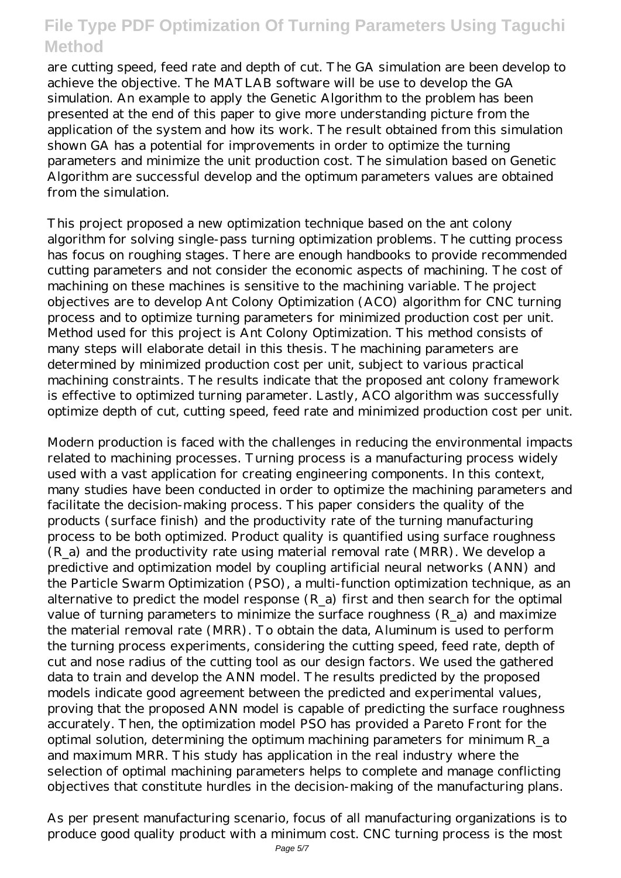are cutting speed, feed rate and depth of cut. The GA simulation are been develop to achieve the objective. The MATLAB software will be use to develop the GA simulation. An example to apply the Genetic Algorithm to the problem has been presented at the end of this paper to give more understanding picture from the application of the system and how its work. The result obtained from this simulation shown GA has a potential for improvements in order to optimize the turning parameters and minimize the unit production cost. The simulation based on Genetic Algorithm are successful develop and the optimum parameters values are obtained from the simulation.

This project proposed a new optimization technique based on the ant colony algorithm for solving single-pass turning optimization problems. The cutting process has focus on roughing stages. There are enough handbooks to provide recommended cutting parameters and not consider the economic aspects of machining. The cost of machining on these machines is sensitive to the machining variable. The project objectives are to develop Ant Colony Optimization (ACO) algorithm for CNC turning process and to optimize turning parameters for minimized production cost per unit. Method used for this project is Ant Colony Optimization. This method consists of many steps will elaborate detail in this thesis. The machining parameters are determined by minimized production cost per unit, subject to various practical machining constraints. The results indicate that the proposed ant colony framework is effective to optimized turning parameter. Lastly, ACO algorithm was successfully optimize depth of cut, cutting speed, feed rate and minimized production cost per unit.

Modern production is faced with the challenges in reducing the environmental impacts related to machining processes. Turning process is a manufacturing process widely used with a vast application for creating engineering components. In this context, many studies have been conducted in order to optimize the machining parameters and facilitate the decision-making process. This paper considers the quality of the products (surface finish) and the productivity rate of the turning manufacturing process to be both optimized. Product quality is quantified using surface roughness ($R_a$) and the productivity rate using material removal rate (MRR). We develop a predictive and optimization model by coupling artificial neural networks (ANN) and the Particle Swarm Optimization (PSO), a multi-function optimization technique, as an alternative to predict the model response ($R_a$) first and then search for the optimal value of turning parameters to minimize the surface roughness ($R_a$) and maximize the material removal rate (MRR). To obtain the data, Aluminum is used to perform the turning process experiments, considering the cutting speed, feed rate, depth of cut and nose radius of the cutting tool as our design factors. We used the gathered data to train and develop the ANN model. The results predicted by the proposed models indicate good agreement between the predicted and experimental values, proving that the proposed ANN model is capable of predicting the surface roughness accurately. Then, the optimization model PSO has provided a Pareto Front for the optimal solution, determining the optimum machining parameters for minimum $R_a$ and maximum MRR. This study has application in the real industry where the selection of optimal machining parameters helps to complete and manage conflicting objectives that constitute hurdles in the decision-making of the manufacturing plans.

As per present manufacturing scenario, focus of all manufacturing organizations is to produce good quality product with a minimum cost. CNC turning process is the most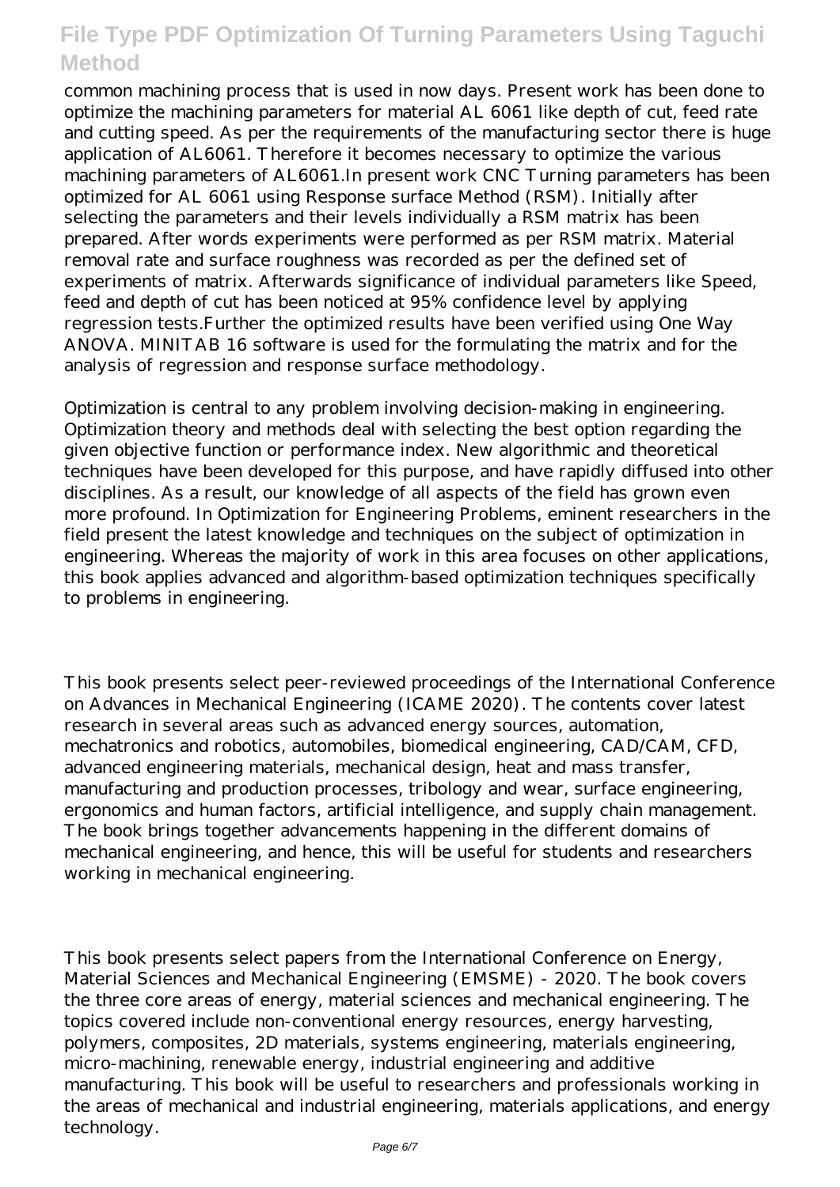common machining process that is used in now days. Present work has been done to optimize the machining parameters for material AL 6061 like depth of cut, feed rate and cutting speed. As per the requirements of the manufacturing sector there is huge application of AL6061. Therefore it becomes necessary to optimize the various machining parameters of AL6061.In present work CNC Turning parameters has been optimized for AL 6061 using Response surface Method (RSM). Initially after selecting the parameters and their levels individually a RSM matrix has been prepared. After words experiments were performed as per RSM matrix. Material removal rate and surface roughness was recorded as per the defined set of experiments of matrix. Afterwards significance of individual parameters like Speed, feed and depth of cut has been noticed at 95% confidence level by applying regression tests.Further the optimized results have been verified using One Way ANOVA. MINITAB 16 software is used for the formulating the matrix and for the analysis of regression and response surface methodology.

Optimization is central to any problem involving decision-making in engineering. Optimization theory and methods deal with selecting the best option regarding the given objective function or performance index. New algorithmic and theoretical techniques have been developed for this purpose, and have rapidly diffused into other disciplines. As a result, our knowledge of all aspects of the field has grown even more profound. In Optimization for Engineering Problems, eminent researchers in the field present the latest knowledge and techniques on the subject of optimization in engineering. Whereas the majority of work in this area focuses on other applications, this book applies advanced and algorithm-based optimization techniques specifically to problems in engineering.

This book presents select peer-reviewed proceedings of the International Conference on Advances in Mechanical Engineering (ICAME 2020). The contents cover latest research in several areas such as advanced energy sources, automation, mechatronics and robotics, automobiles, biomedical engineering, CAD/CAM, CFD, advanced engineering materials, mechanical design, heat and mass transfer, manufacturing and production processes, tribology and wear, surface engineering, ergonomics and human factors, artificial intelligence, and supply chain management. The book brings together advancements happening in the different domains of mechanical engineering, and hence, this will be useful for students and researchers working in mechanical engineering.

This book presents select papers from the International Conference on Energy, Material Sciences and Mechanical Engineering (EMSME) - 2020. The book covers the three core areas of energy, material sciences and mechanical engineering. The topics covered include non-conventional energy resources, energy harvesting, polymers, composites, 2D materials, systems engineering, materials engineering, micro-machining, renewable energy, industrial engineering and additive manufacturing. This book will be useful to researchers and professionals working in the areas of mechanical and industrial engineering, materials applications, and energy technology.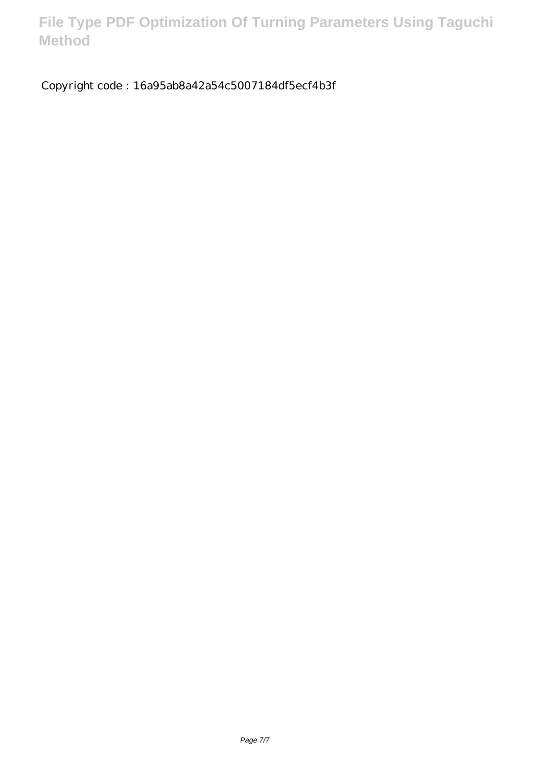Copyright code : 16a95ab8a42a54c5007184df5ecf4b3f